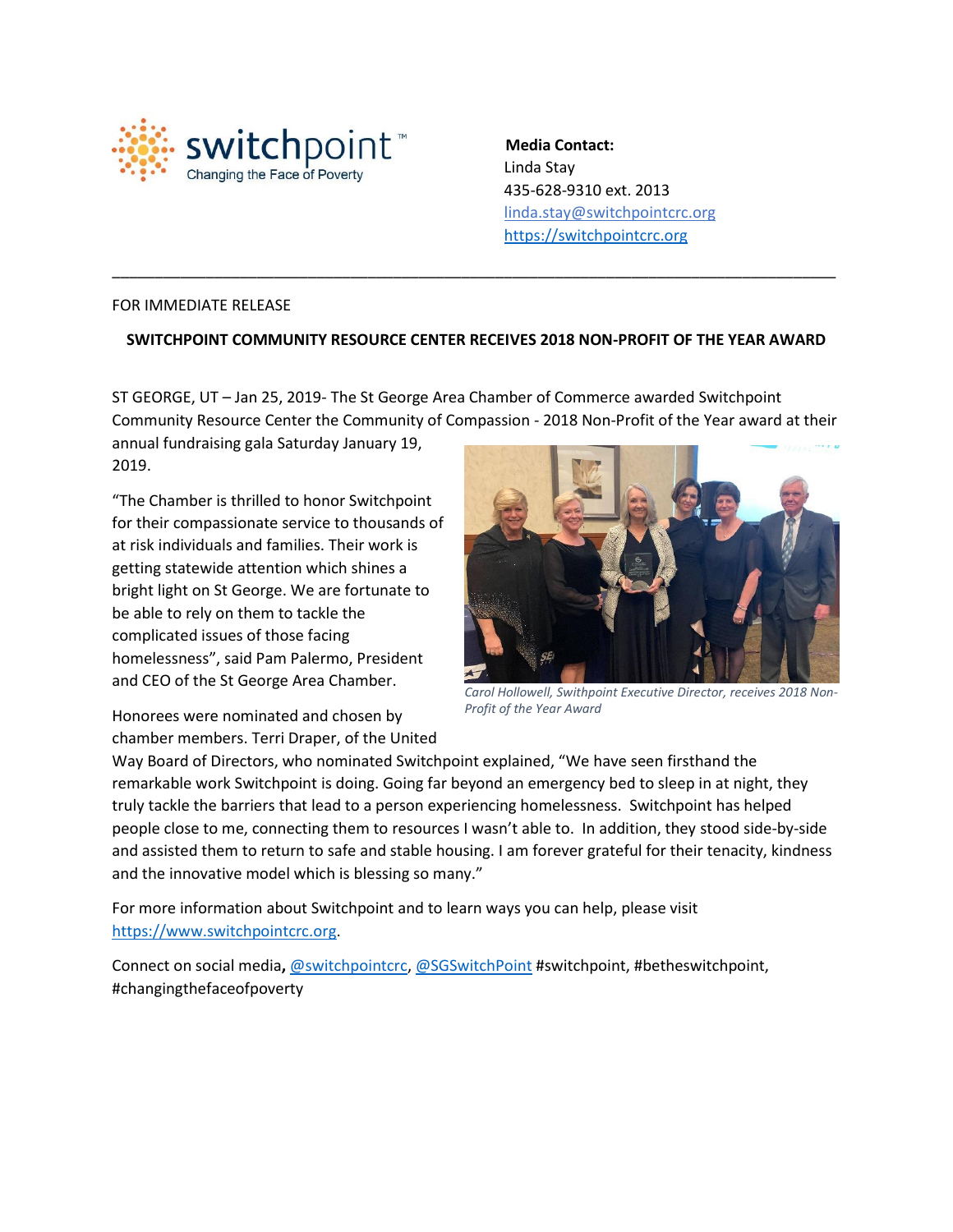switchpoint™
Changing the Face of Poverty

**Media Contact:**
Linda Stay
435-628-9310 ext. 2013
linda.stay@switchpointcrc.org
https://switchpointcrc.org

---

FOR IMMEDIATE RELEASE

**SWITCHPOINT COMMUNITY RESOURCE CENTER RECEIVES 2018 NON-PROFIT OF THE YEAR AWARD**

ST GEORGE, UT – Jan 25, 2019- The St George Area Chamber of Commerce awarded Switchpoint Community Resource Center the Community of Compassion - 2018 Non-Profit of the Year award at their annual fundraising gala Saturday January 19, 2019.

"The Chamber is thrilled to honor Switchpoint for their compassionate service to thousands of at risk individuals and families. Their work is getting statewide attention which shines a bright light on St George. We are fortunate to be able to rely on them to tackle the complicated issues of those facing homelessness", said Pam Palermo, President and CEO of the St George Area Chamber.

*Carol Hollowell, Swithpoint Executive Director, receives 2018 Non-Profit of the Year Award*

Honorees were nominated and chosen by chamber members. Terri Draper, of the United Way Board of Directors, who nominated Switchpoint explained, "We have seen firsthand the remarkable work Switchpoint is doing. Going far beyond an emergency bed to sleep in at night, they truly tackle the barriers that lead to a person experiencing homelessness. Switchpoint has helped people close to me, connecting them to resources I wasn't able to. In addition, they stood side-by-side and assisted them to return to safe and stable housing. I am forever grateful for their tenacity, kindness and the innovative model which is blessing so many."

For more information about Switchpoint and to learn ways you can help, please visit https://www.switchpointcrc.org.

Connect on social media**,** @switchpointcrc, @SGSwitchPoint #switchpoint, #betheswitchpoint, #changingthefaceofpoverty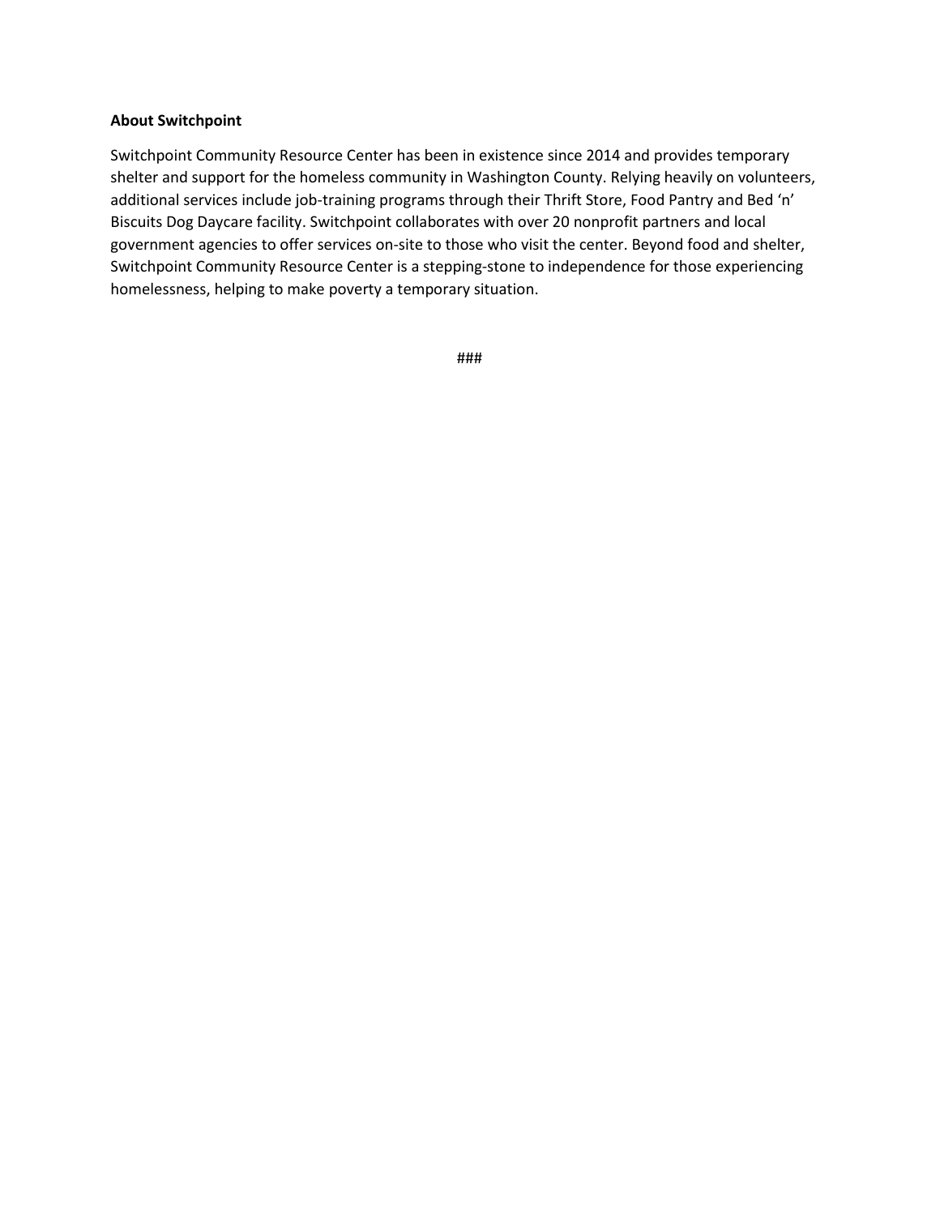**About Switchpoint**

Switchpoint Community Resource Center has been in existence since 2014 and provides temporary shelter and support for the homeless community in Washington County. Relying heavily on volunteers, additional services include job-training programs through their Thrift Store, Food Pantry and Bed 'n' Biscuits Dog Daycare facility. Switchpoint collaborates with over 20 nonprofit partners and local government agencies to offer services on-site to those who visit the center. Beyond food and shelter, Switchpoint Community Resource Center is a stepping-stone to independence for those experiencing homelessness, helping to make poverty a temporary situation.

###